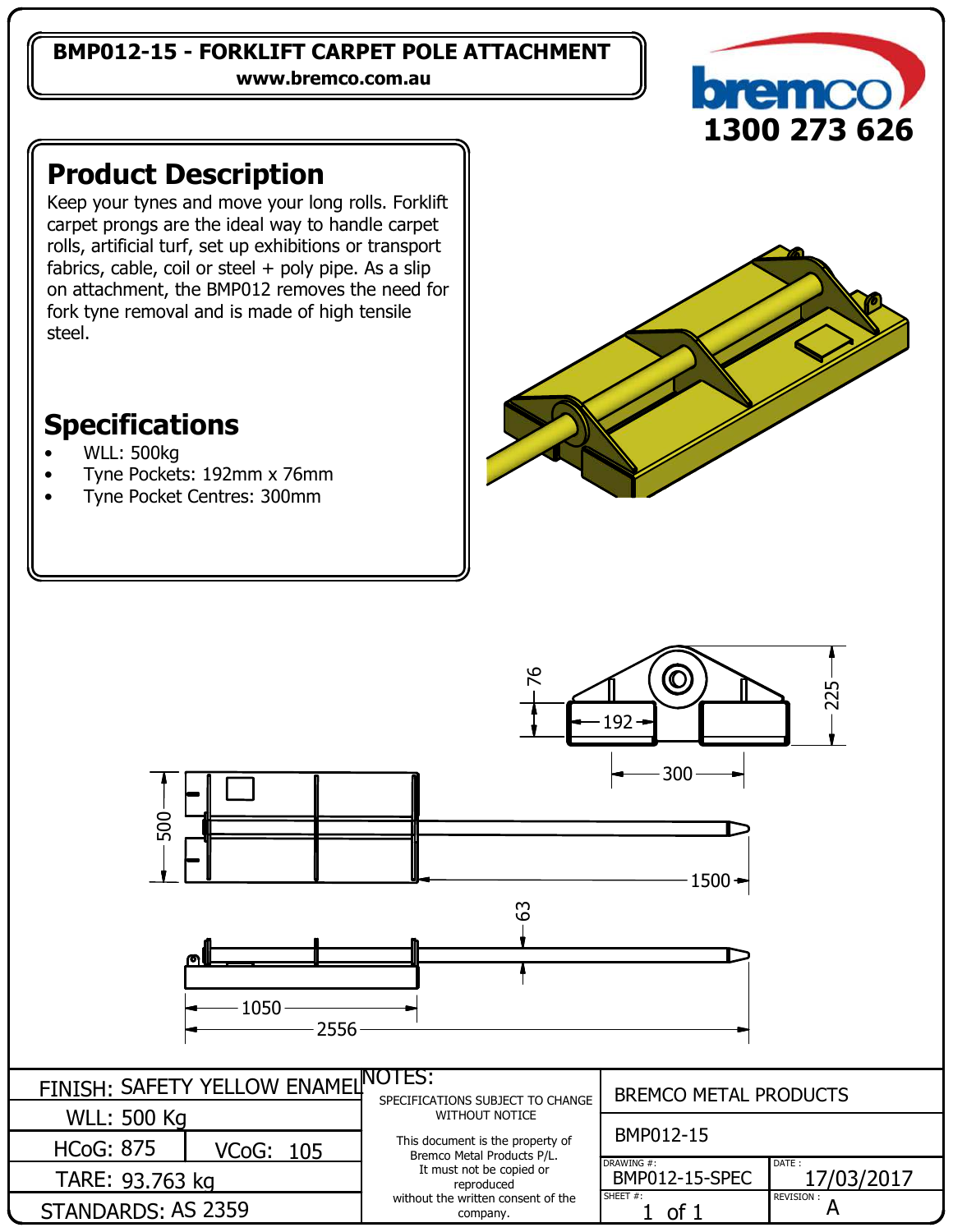# BMP012-15 - FORKLIFT CARPET POLE ATTACHMENT

**www.bremco.com.au**

bremco

**1300 273 626**

## Product Description

Keep your tynes and move your long rolls. Forklift carpet prongs are the ideal way to handle carpet rolls, artificial turf, set up exhibitions or transport fabrics, cable, coil or steel + poly pipe. As a slip on attachment, the BMP012 removes the need for fork tyne removal and is made of high tensile steel.

## Specifications

- WLL: 500kg
- Tyne Pockets: 192mm x 76mm
- Tyne Pocket Centres: 300mm

76 225 192 300 500 1500 63 1050 2556

| FINISH: SAFETY YELLOW ENAMEL | | NOTES: SPECIFICATIONS SUBJECT TO CHANGE WITHOUT NOTICE. This document is the property of Bremco Metal Products P/L. It must not be copied or reproduced without the written consent of the company. | BREMCO METAL PRODUCTS | |
|---|---|---|---|---|
| WLL: 500 Kg | | | BMP012-15 | |
| HCoG: 875 | VCoG: 105 | | DRAWING #: BMP012-15-SPEC | DATE: 17/03/2017 |
| TARE: 93.763 kg | | | SHEET #: 1 of 1 | REVISION: A |
| STANDARDS: AS 2359 | | | | |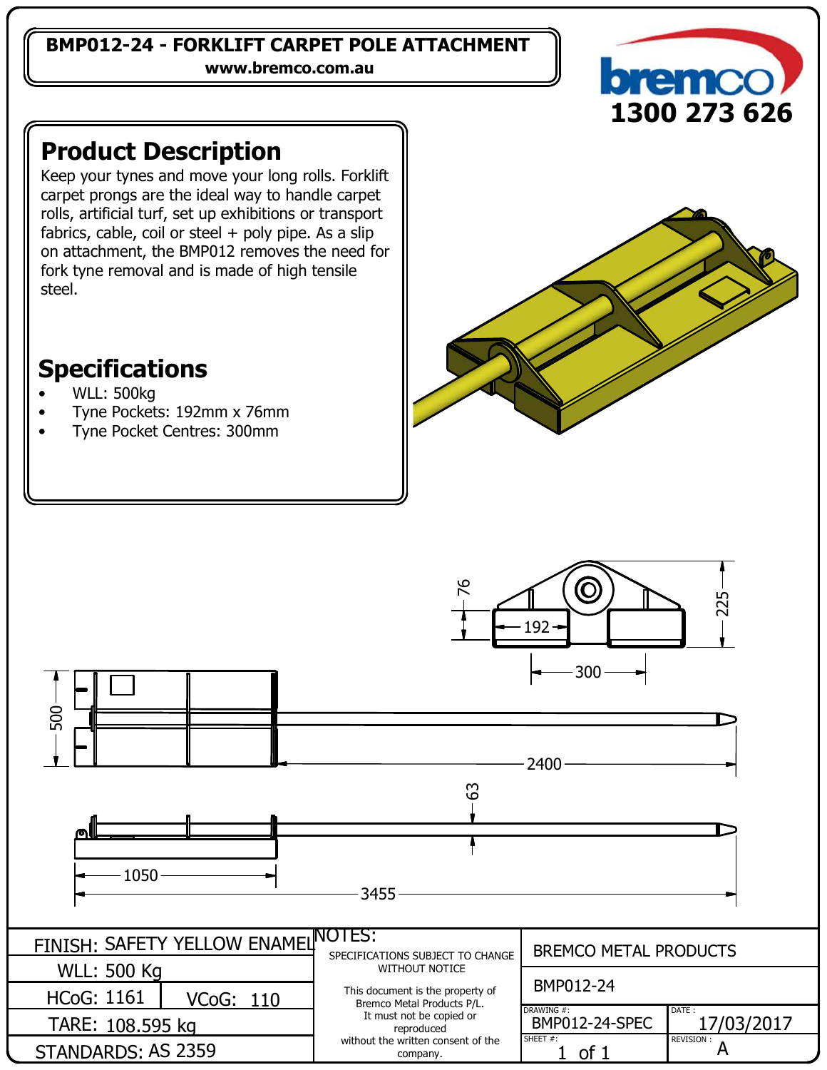# BMP012-24 - FORKLIFT CARPET POLE ATTACHMENT

**www.bremco.com.au**

bremco

**1300 273 626**

## Product Description

Keep your tynes and move your long rolls. Forklift carpet prongs are the ideal way to handle carpet rolls, artificial turf, set up exhibitions or transport fabrics, cable, coil or steel + poly pipe. As a slip on attachment, the BMP012 removes the need for fork tyne removal and is made of high tensile steel.

## Specifications

- WLL: 500kg
- Tyne Pockets: 192mm x 76mm
- Tyne Pocket Centres: 300mm

76 192 225 300 500 2400 63 1050 3455

| | | NOTES: | BREMCO METAL PRODUCTS | |
|---|---|---|---|---|
| FINISH: SAFETY YELLOW ENAMEL | | SPECIFICATIONS SUBJECT TO CHANGE WITHOUT NOTICE | BMP012-24 | |
| WLL: 500 Kg | | This document is the property of Bremco Metal Products P/L. It must not be copied or reproduced without the written consent of the company. | DRAWING #: BMP012-24-SPEC | DATE : 17/03/2017 |
| HCoG: 1161 | VCoG: 110 | | SHEET #: 1 of 1 | REVISION : A |
| TARE: 108.595 kg | | | | |
| STANDARDS: AS 2359 | | | | |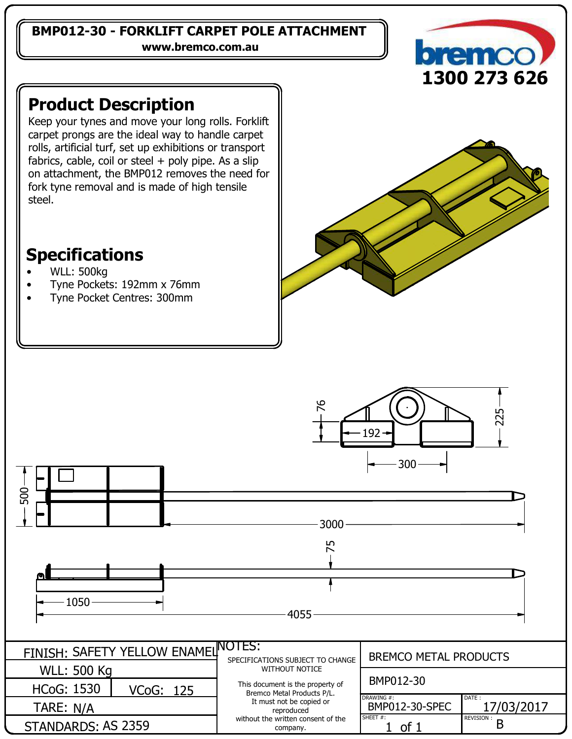# BMP012-30 - FORKLIFT CARPET POLE ATTACHMENT

**www.bremco.com.au**

bremco

**1300 273 626**

## Product Description

Keep your tynes and move your long rolls. Forklift carpet prongs are the ideal way to handle carpet rolls, artificial turf, set up exhibitions or transport fabrics, cable, coil or steel + poly pipe. As a slip on attachment, the BMP012 removes the need for fork tyne removal and is made of high tensile steel.

## Specifications

- WLL: 500kg
- Tyne Pockets: 192mm x 76mm
- Tyne Pocket Centres: 300mm

76
192
225
300
500
3000
75
1050
4055

| | | | | |
|---|---|---|---|---|
| FINISH: SAFETY YELLOW ENAMEL | | NOTES: SPECIFICATIONS SUBJECT TO CHANGE WITHOUT NOTICE | BREMCO METAL PRODUCTS | |
| WLL: 500 Kg | | | BMP012-30 | |
| HCoG: 1530 | VCoG: 125 | This document is the property of Bremco Metal Products P/L. It must not be copied or reproduced without the written consent of the company. | DRAWING #: BMP012-30-SPEC | DATE : 17/03/2017 |
| TARE: N/A | | | SHEET #: 1 of 1 | REVISION : B |
| STANDARDS: AS 2359 | | | | |